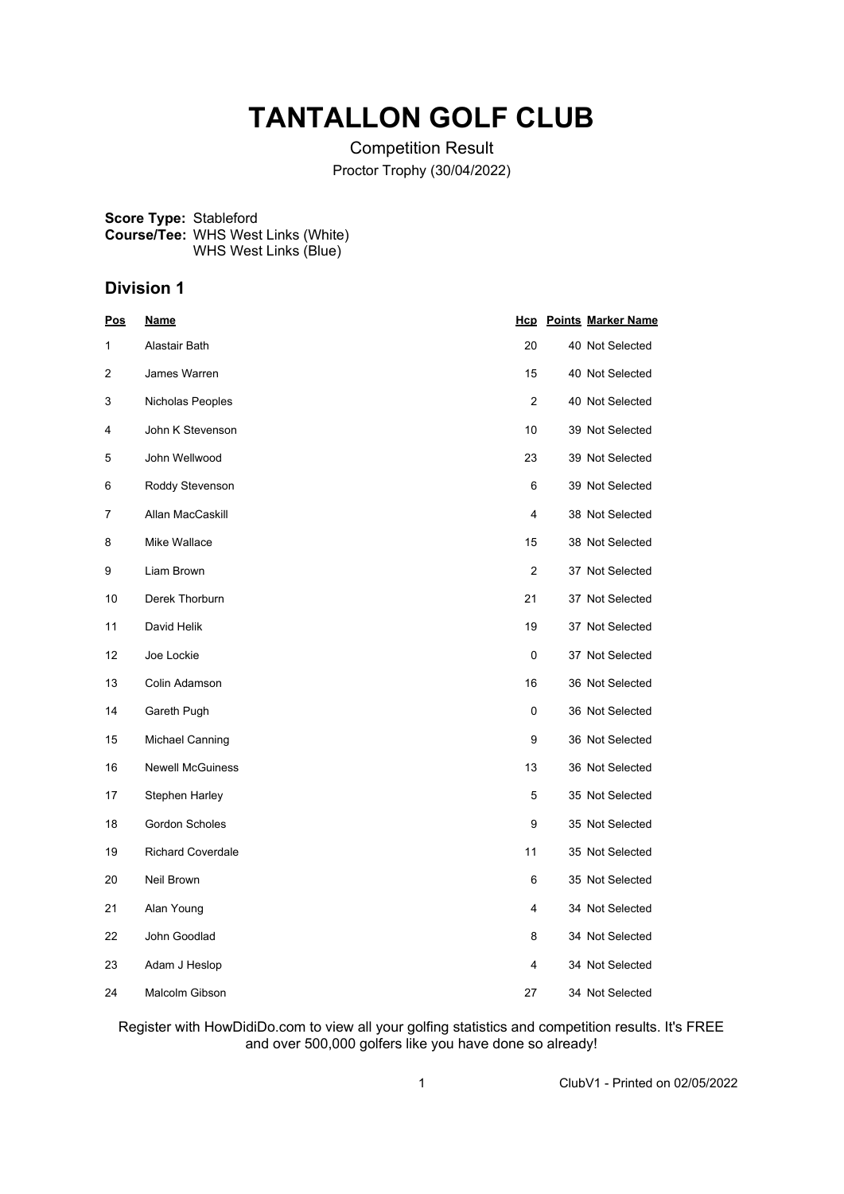# TANTALLON GOLF CLUB

Competition Result

Proctor Trophy (30/04/2022)

**Score Type:** Stableford
**Course/Tee:** WHS West Links (White)
WHS West Links (Blue)

## Division 1

| Pos | Name | Hcp | Points | Marker Name |
|---|---|---|---|---|
| 1 | Alastair Bath | 20 | 40 | Not Selected |
| 2 | James Warren | 15 | 40 | Not Selected |
| 3 | Nicholas Peoples | 2 | 40 | Not Selected |
| 4 | John K Stevenson | 10 | 39 | Not Selected |
| 5 | John Wellwood | 23 | 39 | Not Selected |
| 6 | Roddy Stevenson | 6 | 39 | Not Selected |
| 7 | Allan MacCaskill | 4 | 38 | Not Selected |
| 8 | Mike Wallace | 15 | 38 | Not Selected |
| 9 | Liam Brown | 2 | 37 | Not Selected |
| 10 | Derek Thorburn | 21 | 37 | Not Selected |
| 11 | David Helik | 19 | 37 | Not Selected |
| 12 | Joe Lockie | 0 | 37 | Not Selected |
| 13 | Colin Adamson | 16 | 36 | Not Selected |
| 14 | Gareth Pugh | 0 | 36 | Not Selected |
| 15 | Michael Canning | 9 | 36 | Not Selected |
| 16 | Newell McGuiness | 13 | 36 | Not Selected |
| 17 | Stephen Harley | 5 | 35 | Not Selected |
| 18 | Gordon Scholes | 9 | 35 | Not Selected |
| 19 | Richard Coverdale | 11 | 35 | Not Selected |
| 20 | Neil Brown | 6 | 35 | Not Selected |
| 21 | Alan Young | 4 | 34 | Not Selected |
| 22 | John Goodlad | 8 | 34 | Not Selected |
| 23 | Adam J Heslop | 4 | 34 | Not Selected |
| 24 | Malcolm Gibson | 27 | 34 | Not Selected |

Register with HowDidiDo.com to view all your golfing statistics and competition results. It's FREE and over 500,000 golfers like you have done so already!

ClubV1 - Printed on 02/05/2022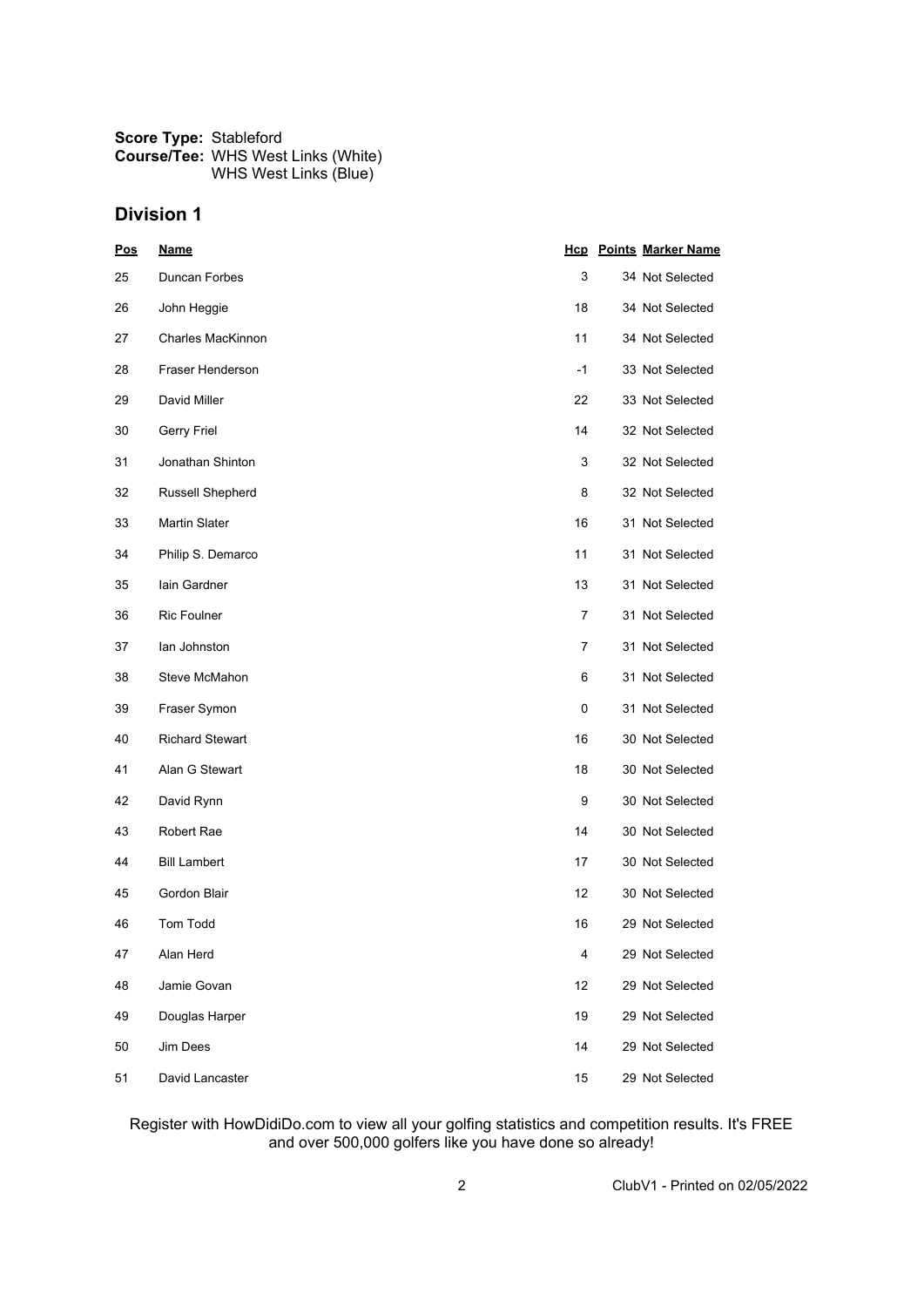**Score Type:** Stableford
**Course/Tee:** WHS West Links (White)
WHS West Links (Blue)

## Division 1

| Pos | Name | Hcp | Points | Marker Name |
|---|---|---|---|---|
| 25 | Duncan Forbes | 3 | 34 | Not Selected |
| 26 | John Heggie | 18 | 34 | Not Selected |
| 27 | Charles MacKinnon | 11 | 34 | Not Selected |
| 28 | Fraser Henderson | -1 | 33 | Not Selected |
| 29 | David Miller | 22 | 33 | Not Selected |
| 30 | Gerry Friel | 14 | 32 | Not Selected |
| 31 | Jonathan Shinton | 3 | 32 | Not Selected |
| 32 | Russell Shepherd | 8 | 32 | Not Selected |
| 33 | Martin Slater | 16 | 31 | Not Selected |
| 34 | Philip S. Demarco | 11 | 31 | Not Selected |
| 35 | Iain Gardner | 13 | 31 | Not Selected |
| 36 | Ric Foulner | 7 | 31 | Not Selected |
| 37 | Ian Johnston | 7 | 31 | Not Selected |
| 38 | Steve McMahon | 6 | 31 | Not Selected |
| 39 | Fraser Symon | 0 | 31 | Not Selected |
| 40 | Richard Stewart | 16 | 30 | Not Selected |
| 41 | Alan G Stewart | 18 | 30 | Not Selected |
| 42 | David Rynn | 9 | 30 | Not Selected |
| 43 | Robert Rae | 14 | 30 | Not Selected |
| 44 | Bill Lambert | 17 | 30 | Not Selected |
| 45 | Gordon Blair | 12 | 30 | Not Selected |
| 46 | Tom Todd | 16 | 29 | Not Selected |
| 47 | Alan Herd | 4 | 29 | Not Selected |
| 48 | Jamie Govan | 12 | 29 | Not Selected |
| 49 | Douglas Harper | 19 | 29 | Not Selected |
| 50 | Jim Dees | 14 | 29 | Not Selected |
| 51 | David Lancaster | 15 | 29 | Not Selected |

Register with HowDidiDo.com to view all your golfing statistics and competition results. It's FREE and over 500,000 golfers like you have done so already!

ClubV1 - Printed on 02/05/2022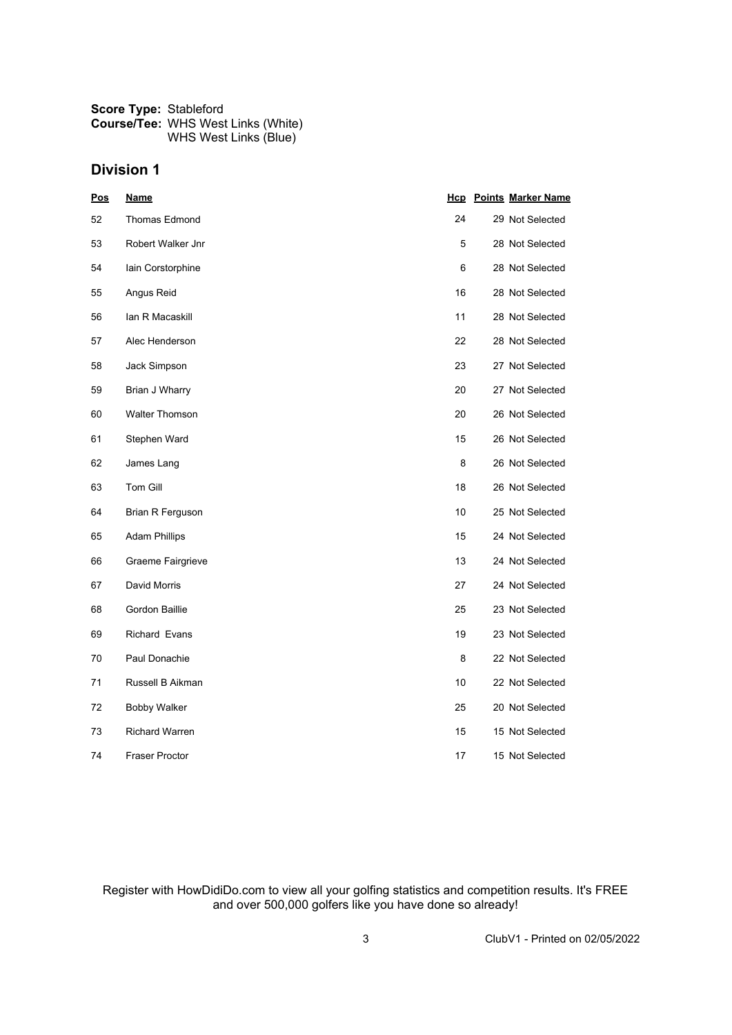**Score Type:** Stableford
**Course/Tee:** WHS West Links (White)
WHS West Links (Blue)

## Division 1

| Pos | Name | Hcp | Points | Marker Name |
|---|---|---|---|---|
| 52 | Thomas Edmond | 24 | 29 | Not Selected |
| 53 | Robert Walker Jnr | 5 | 28 | Not Selected |
| 54 | Iain Corstorphine | 6 | 28 | Not Selected |
| 55 | Angus Reid | 16 | 28 | Not Selected |
| 56 | Ian R Macaskill | 11 | 28 | Not Selected |
| 57 | Alec Henderson | 22 | 28 | Not Selected |
| 58 | Jack Simpson | 23 | 27 | Not Selected |
| 59 | Brian J Wharry | 20 | 27 | Not Selected |
| 60 | Walter Thomson | 20 | 26 | Not Selected |
| 61 | Stephen Ward | 15 | 26 | Not Selected |
| 62 | James Lang | 8 | 26 | Not Selected |
| 63 | Tom Gill | 18 | 26 | Not Selected |
| 64 | Brian R Ferguson | 10 | 25 | Not Selected |
| 65 | Adam Phillips | 15 | 24 | Not Selected |
| 66 | Graeme Fairgrieve | 13 | 24 | Not Selected |
| 67 | David Morris | 27 | 24 | Not Selected |
| 68 | Gordon Baillie | 25 | 23 | Not Selected |
| 69 | Richard Evans | 19 | 23 | Not Selected |
| 70 | Paul Donachie | 8 | 22 | Not Selected |
| 71 | Russell B Aikman | 10 | 22 | Not Selected |
| 72 | Bobby Walker | 25 | 20 | Not Selected |
| 73 | Richard Warren | 15 | 15 | Not Selected |
| 74 | Fraser Proctor | 17 | 15 | Not Selected |

Register with HowDidiDo.com to view all your golfing statistics and competition results. It's FREE and over 500,000 golfers like you have done so already!

ClubV1 - Printed on 02/05/2022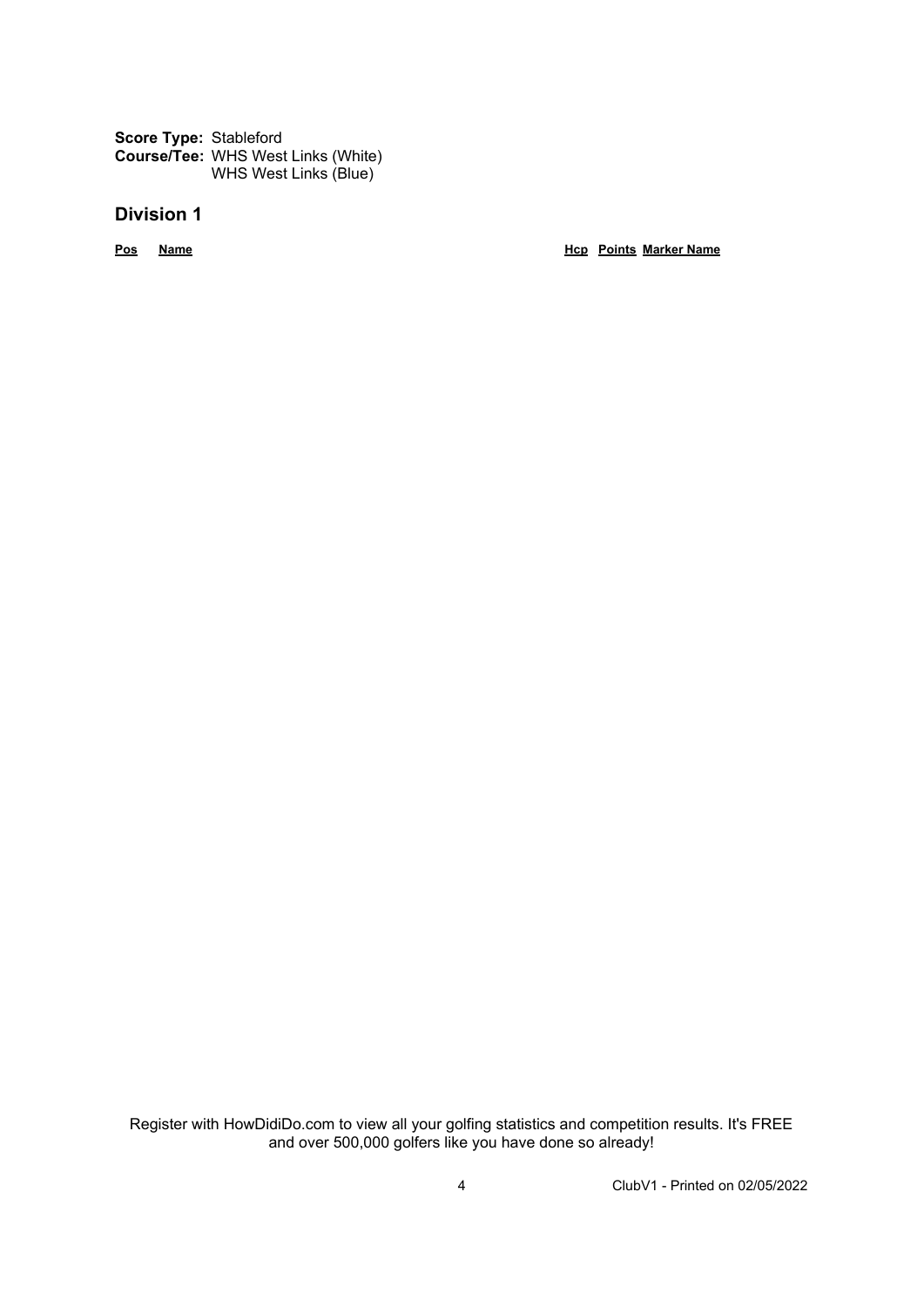**Score Type:** Stableford
**Course/Tee:** WHS West Links (White)
WHS West Links (Blue)

## Division 1

| Pos | Name | Hcp | Points | Marker Name |
|---|---|---|---|---|

Register with HowDidiDo.com to view all your golfing statistics and competition results. It's FREE and over 500,000 golfers like you have done so already!

ClubV1 - Printed on 02/05/2022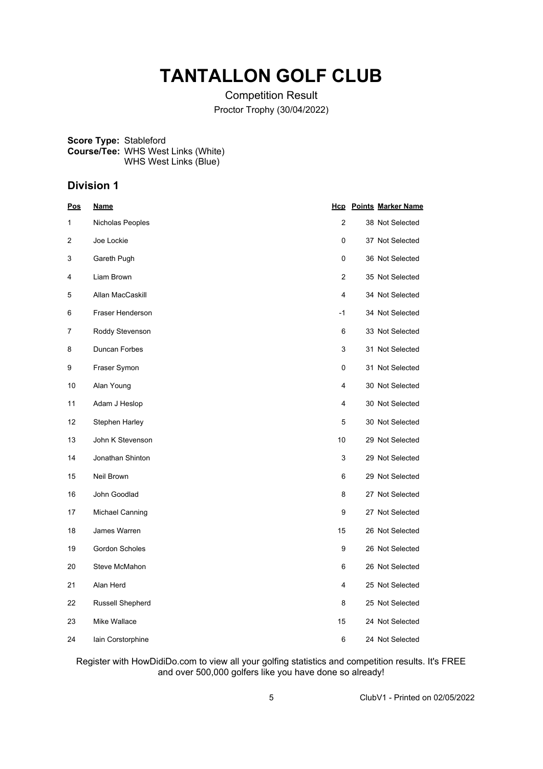# TANTALLON GOLF CLUB

Competition Result

Proctor Trophy (30/04/2022)

**Score Type:** Stableford
**Course/Tee:** WHS West Links (White)
WHS West Links (Blue)

## Division 1

| Pos | Name | Hcp | Points | Marker Name |
|---|---|---|---|---|
| 1 | Nicholas Peoples | 2 | 38 | Not Selected |
| 2 | Joe Lockie | 0 | 37 | Not Selected |
| 3 | Gareth Pugh | 0 | 36 | Not Selected |
| 4 | Liam Brown | 2 | 35 | Not Selected |
| 5 | Allan MacCaskill | 4 | 34 | Not Selected |
| 6 | Fraser Henderson | -1 | 34 | Not Selected |
| 7 | Roddy Stevenson | 6 | 33 | Not Selected |
| 8 | Duncan Forbes | 3 | 31 | Not Selected |
| 9 | Fraser Symon | 0 | 31 | Not Selected |
| 10 | Alan Young | 4 | 30 | Not Selected |
| 11 | Adam J Heslop | 4 | 30 | Not Selected |
| 12 | Stephen Harley | 5 | 30 | Not Selected |
| 13 | John K Stevenson | 10 | 29 | Not Selected |
| 14 | Jonathan Shinton | 3 | 29 | Not Selected |
| 15 | Neil Brown | 6 | 29 | Not Selected |
| 16 | John Goodlad | 8 | 27 | Not Selected |
| 17 | Michael Canning | 9 | 27 | Not Selected |
| 18 | James Warren | 15 | 26 | Not Selected |
| 19 | Gordon Scholes | 9 | 26 | Not Selected |
| 20 | Steve McMahon | 6 | 26 | Not Selected |
| 21 | Alan Herd | 4 | 25 | Not Selected |
| 22 | Russell Shepherd | 8 | 25 | Not Selected |
| 23 | Mike Wallace | 15 | 24 | Not Selected |
| 24 | Iain Corstorphine | 6 | 24 | Not Selected |

Register with HowDidiDo.com to view all your golfing statistics and competition results. It's FREE and over 500,000 golfers like you have done so already!

ClubV1 - Printed on 02/05/2022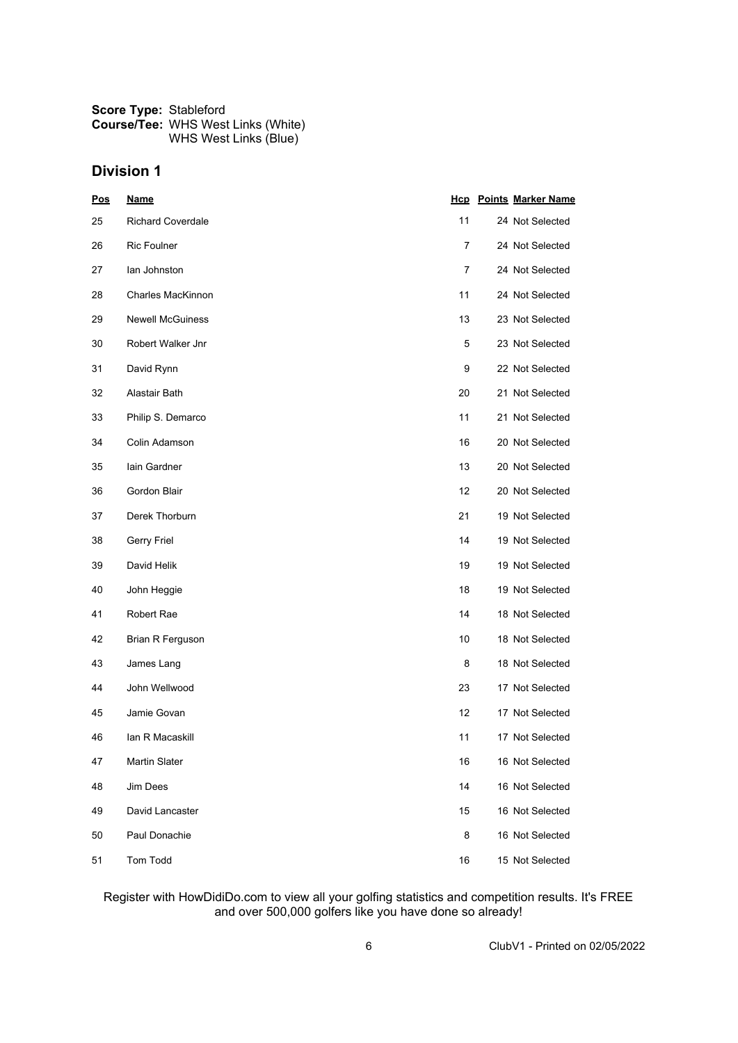**Score Type:** Stableford
**Course/Tee:** WHS West Links (White)
WHS West Links (Blue)

## Division 1

| Pos | Name | Hcp | Points | Marker Name |
|---|---|---|---|---|
| 25 | Richard Coverdale | 11 | 24 | Not Selected |
| 26 | Ric Foulner | 7 | 24 | Not Selected |
| 27 | Ian Johnston | 7 | 24 | Not Selected |
| 28 | Charles MacKinnon | 11 | 24 | Not Selected |
| 29 | Newell McGuiness | 13 | 23 | Not Selected |
| 30 | Robert Walker Jnr | 5 | 23 | Not Selected |
| 31 | David Rynn | 9 | 22 | Not Selected |
| 32 | Alastair Bath | 20 | 21 | Not Selected |
| 33 | Philip S. Demarco | 11 | 21 | Not Selected |
| 34 | Colin Adamson | 16 | 20 | Not Selected |
| 35 | Iain Gardner | 13 | 20 | Not Selected |
| 36 | Gordon Blair | 12 | 20 | Not Selected |
| 37 | Derek Thorburn | 21 | 19 | Not Selected |
| 38 | Gerry Friel | 14 | 19 | Not Selected |
| 39 | David Helik | 19 | 19 | Not Selected |
| 40 | John Heggie | 18 | 19 | Not Selected |
| 41 | Robert Rae | 14 | 18 | Not Selected |
| 42 | Brian R Ferguson | 10 | 18 | Not Selected |
| 43 | James Lang | 8 | 18 | Not Selected |
| 44 | John Wellwood | 23 | 17 | Not Selected |
| 45 | Jamie Govan | 12 | 17 | Not Selected |
| 46 | Ian R Macaskill | 11 | 17 | Not Selected |
| 47 | Martin Slater | 16 | 16 | Not Selected |
| 48 | Jim Dees | 14 | 16 | Not Selected |
| 49 | David Lancaster | 15 | 16 | Not Selected |
| 50 | Paul Donachie | 8 | 16 | Not Selected |
| 51 | Tom Todd | 16 | 15 | Not Selected |

Register with HowDidiDo.com to view all your golfing statistics and competition results. It's FREE and over 500,000 golfers like you have done so already!

ClubV1 - Printed on 02/05/2022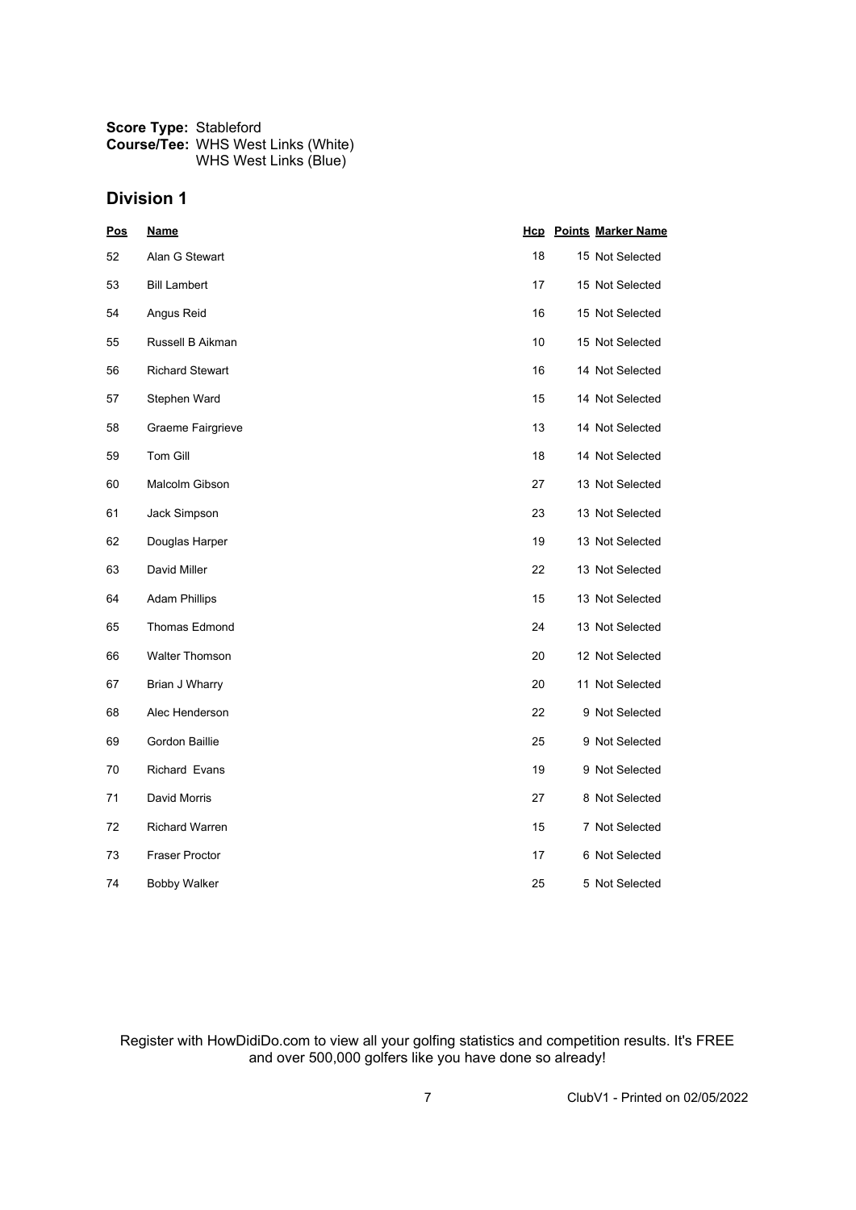**Score Type:** Stableford
**Course/Tee:** WHS West Links (White)
WHS West Links (Blue)

## Division 1

| Pos | Name | Hcp | Points | Marker Name |
|---|---|---|---|---|
| 52 | Alan G Stewart | 18 | 15 | Not Selected |
| 53 | Bill Lambert | 17 | 15 | Not Selected |
| 54 | Angus Reid | 16 | 15 | Not Selected |
| 55 | Russell B Aikman | 10 | 15 | Not Selected |
| 56 | Richard Stewart | 16 | 14 | Not Selected |
| 57 | Stephen Ward | 15 | 14 | Not Selected |
| 58 | Graeme Fairgrieve | 13 | 14 | Not Selected |
| 59 | Tom Gill | 18 | 14 | Not Selected |
| 60 | Malcolm Gibson | 27 | 13 | Not Selected |
| 61 | Jack Simpson | 23 | 13 | Not Selected |
| 62 | Douglas Harper | 19 | 13 | Not Selected |
| 63 | David Miller | 22 | 13 | Not Selected |
| 64 | Adam Phillips | 15 | 13 | Not Selected |
| 65 | Thomas Edmond | 24 | 13 | Not Selected |
| 66 | Walter Thomson | 20 | 12 | Not Selected |
| 67 | Brian J Wharry | 20 | 11 | Not Selected |
| 68 | Alec Henderson | 22 | 9 | Not Selected |
| 69 | Gordon Baillie | 25 | 9 | Not Selected |
| 70 | Richard Evans | 19 | 9 | Not Selected |
| 71 | David Morris | 27 | 8 | Not Selected |
| 72 | Richard Warren | 15 | 7 | Not Selected |
| 73 | Fraser Proctor | 17 | 6 | Not Selected |
| 74 | Bobby Walker | 25 | 5 | Not Selected |

Register with HowDidiDo.com to view all your golfing statistics and competition results. It's FREE and over 500,000 golfers like you have done so already!

ClubV1 - Printed on 02/05/2022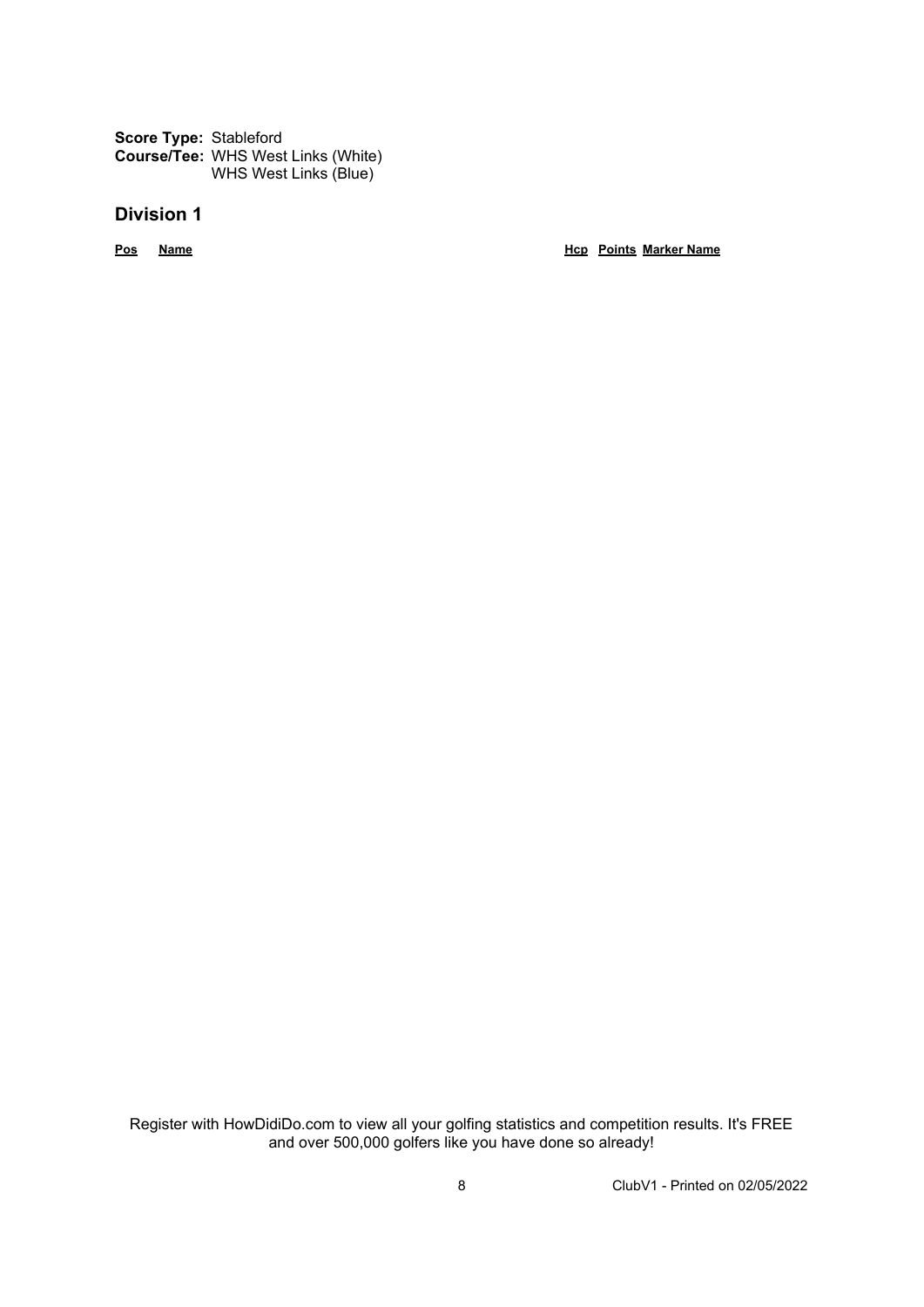**Score Type:** Stableford
**Course/Tee:** WHS West Links (White)
WHS West Links (Blue)

## Division 1

| Pos | Name | Hcp | Points | Marker Name |
|---|---|---|---|---|

Register with HowDidiDo.com to view all your golfing statistics and competition results. It's FREE and over 500,000 golfers like you have done so already!

ClubV1 - Printed on 02/05/2022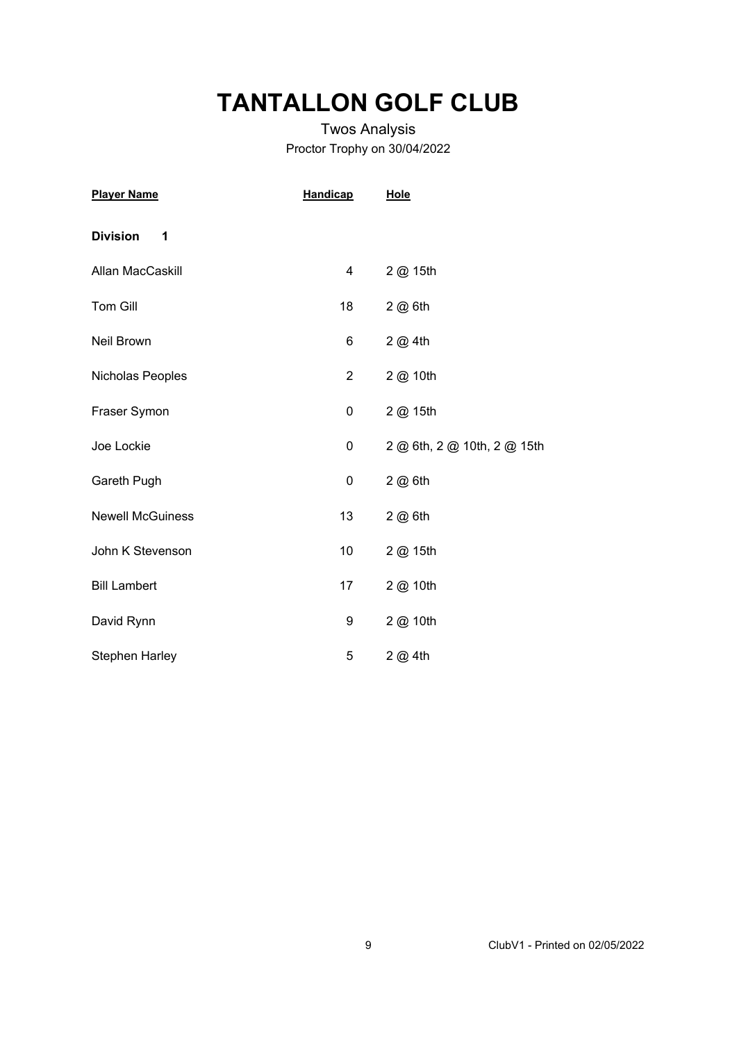# TANTALLON GOLF CLUB

Twos Analysis

Proctor Trophy on 30/04/2022

| Player Name | Handicap | Hole |
|---|---|---|
| **Division 1** | | |
| Allan MacCaskill | 4 | 2 @ 15th |
| Tom Gill | 18 | 2 @ 6th |
| Neil Brown | 6 | 2 @ 4th |
| Nicholas Peoples | 2 | 2 @ 10th |
| Fraser Symon | 0 | 2 @ 15th |
| Joe Lockie | 0 | 2 @ 6th, 2 @ 10th, 2 @ 15th |
| Gareth Pugh | 0 | 2 @ 6th |
| Newell McGuiness | 13 | 2 @ 6th |
| John K Stevenson | 10 | 2 @ 15th |
| Bill Lambert | 17 | 2 @ 10th |
| David Rynn | 9 | 2 @ 10th |
| Stephen Harley | 5 | 2 @ 4th |

ClubV1 - Printed on 02/05/2022